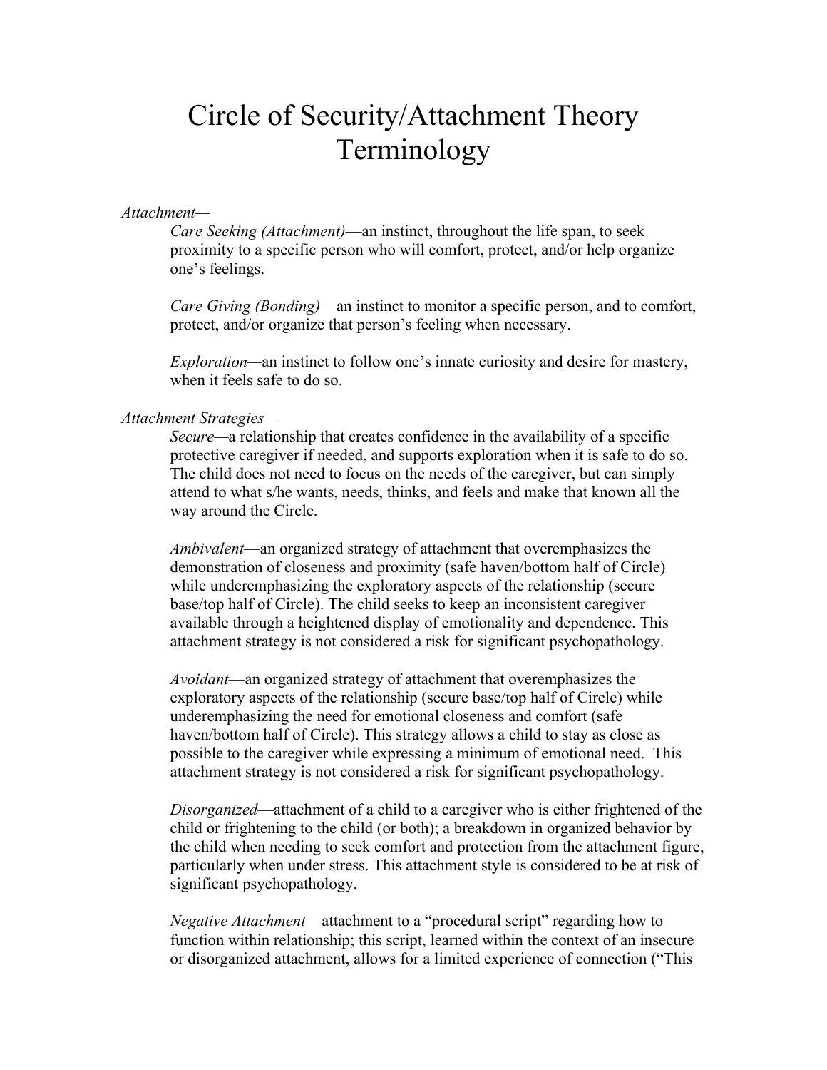# Circle of Security/Attachment Theory Terminology

*Attachment*—

*Care Seeking (Attachment)*—an instinct, throughout the life span, to seek proximity to a specific person who will comfort, protect, and/or help organize one's feelings.

*Care Giving (Bonding)*—an instinct to monitor a specific person, and to comfort, protect, and/or organize that person's feeling when necessary.

*Exploration*—an instinct to follow one's innate curiosity and desire for mastery, when it feels safe to do so.

*Attachment Strategies*—

*Secure*—a relationship that creates confidence in the availability of a specific protective caregiver if needed, and supports exploration when it is safe to do so. The child does not need to focus on the needs of the caregiver, but can simply attend to what s/he wants, needs, thinks, and feels and make that known all the way around the Circle.

*Ambivalent*—an organized strategy of attachment that overemphasizes the demonstration of closeness and proximity (safe haven/bottom half of Circle) while underemphasizing the exploratory aspects of the relationship (secure base/top half of Circle). The child seeks to keep an inconsistent caregiver available through a heightened display of emotionality and dependence. This attachment strategy is not considered a risk for significant psychopathology.

*Avoidant*—an organized strategy of attachment that overemphasizes the exploratory aspects of the relationship (secure base/top half of Circle) while underemphasizing the need for emotional closeness and comfort (safe haven/bottom half of Circle). This strategy allows a child to stay as close as possible to the caregiver while expressing a minimum of emotional need. This attachment strategy is not considered a risk for significant psychopathology.

*Disorganized*—attachment of a child to a caregiver who is either frightened of the child or frightening to the child (or both); a breakdown in organized behavior by the child when needing to seek comfort and protection from the attachment figure, particularly when under stress. This attachment style is considered to be at risk of significant psychopathology.

*Negative Attachment*—attachment to a "procedural script" regarding how to function within relationship; this script, learned within the context of an insecure or disorganized attachment, allows for a limited experience of connection ("This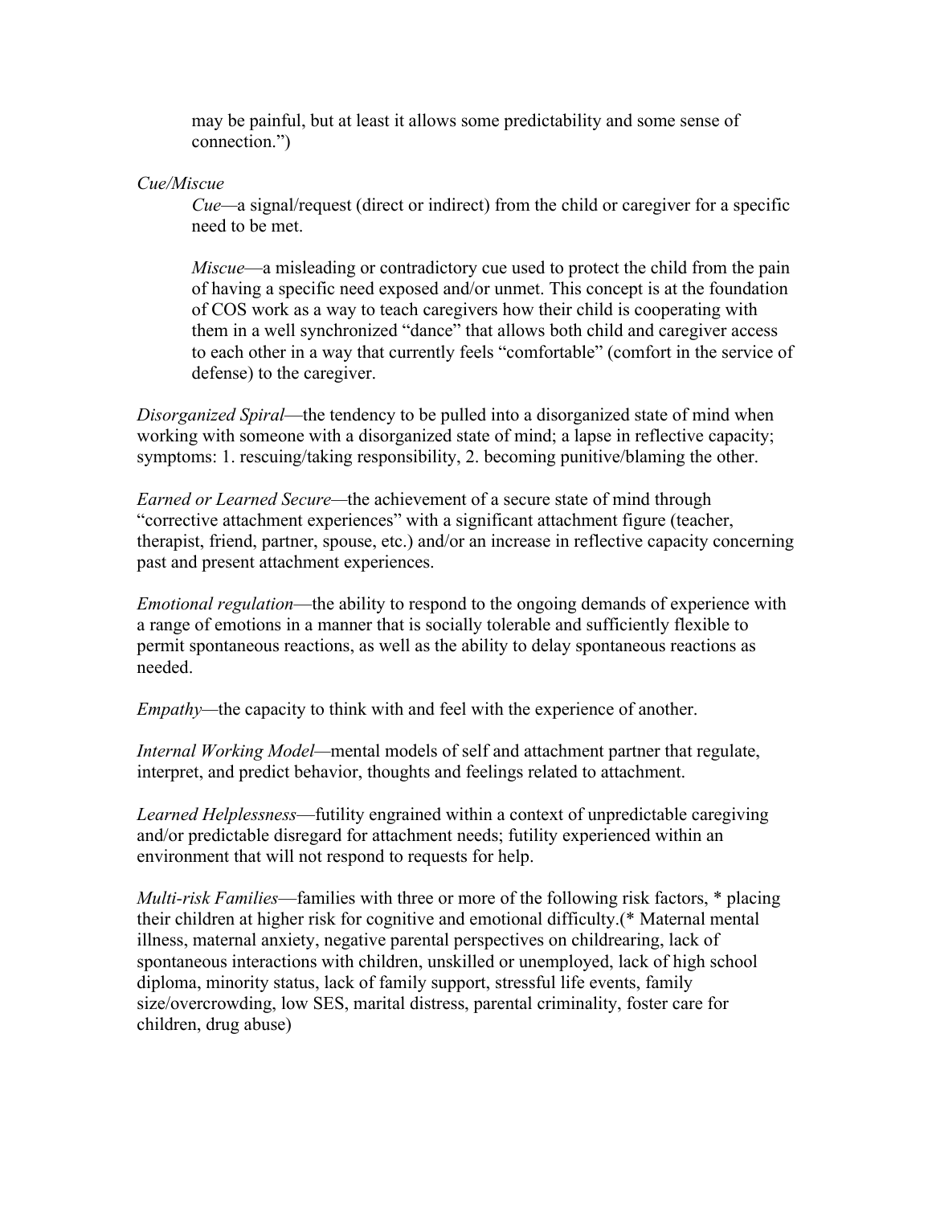may be painful, but at least it allows some predictability and some sense of connection.")

*Cue/Miscue*

*Cue*—a signal/request (direct or indirect) from the child or caregiver for a specific need to be met.

*Miscue*—a misleading or contradictory cue used to protect the child from the pain of having a specific need exposed and/or unmet. This concept is at the foundation of COS work as a way to teach caregivers how their child is cooperating with them in a well synchronized "dance" that allows both child and caregiver access to each other in a way that currently feels "comfortable" (comfort in the service of defense) to the caregiver.

*Disorganized Spiral*—the tendency to be pulled into a disorganized state of mind when working with someone with a disorganized state of mind; a lapse in reflective capacity; symptoms: 1. rescuing/taking responsibility, 2. becoming punitive/blaming the other.

*Earned or Learned Secure*—the achievement of a secure state of mind through "corrective attachment experiences" with a significant attachment figure (teacher, therapist, friend, partner, spouse, etc.) and/or an increase in reflective capacity concerning past and present attachment experiences.

*Emotional regulation*—the ability to respond to the ongoing demands of experience with a range of emotions in a manner that is socially tolerable and sufficiently flexible to permit spontaneous reactions, as well as the ability to delay spontaneous reactions as needed.

*Empathy*—the capacity to think with and feel with the experience of another.

*Internal Working Model*—mental models of self and attachment partner that regulate, interpret, and predict behavior, thoughts and feelings related to attachment.

*Learned Helplessness*—futility engrained within a context of unpredictable caregiving and/or predictable disregard for attachment needs; futility experienced within an environment that will not respond to requests for help.

*Multi-risk Families*—families with three or more of the following risk factors, * placing their children at higher risk for cognitive and emotional difficulty.(* Maternal mental illness, maternal anxiety, negative parental perspectives on childrearing, lack of spontaneous interactions with children, unskilled or unemployed, lack of high school diploma, minority status, lack of family support, stressful life events, family size/overcrowding, low SES, marital distress, parental criminality, foster care for children, drug abuse)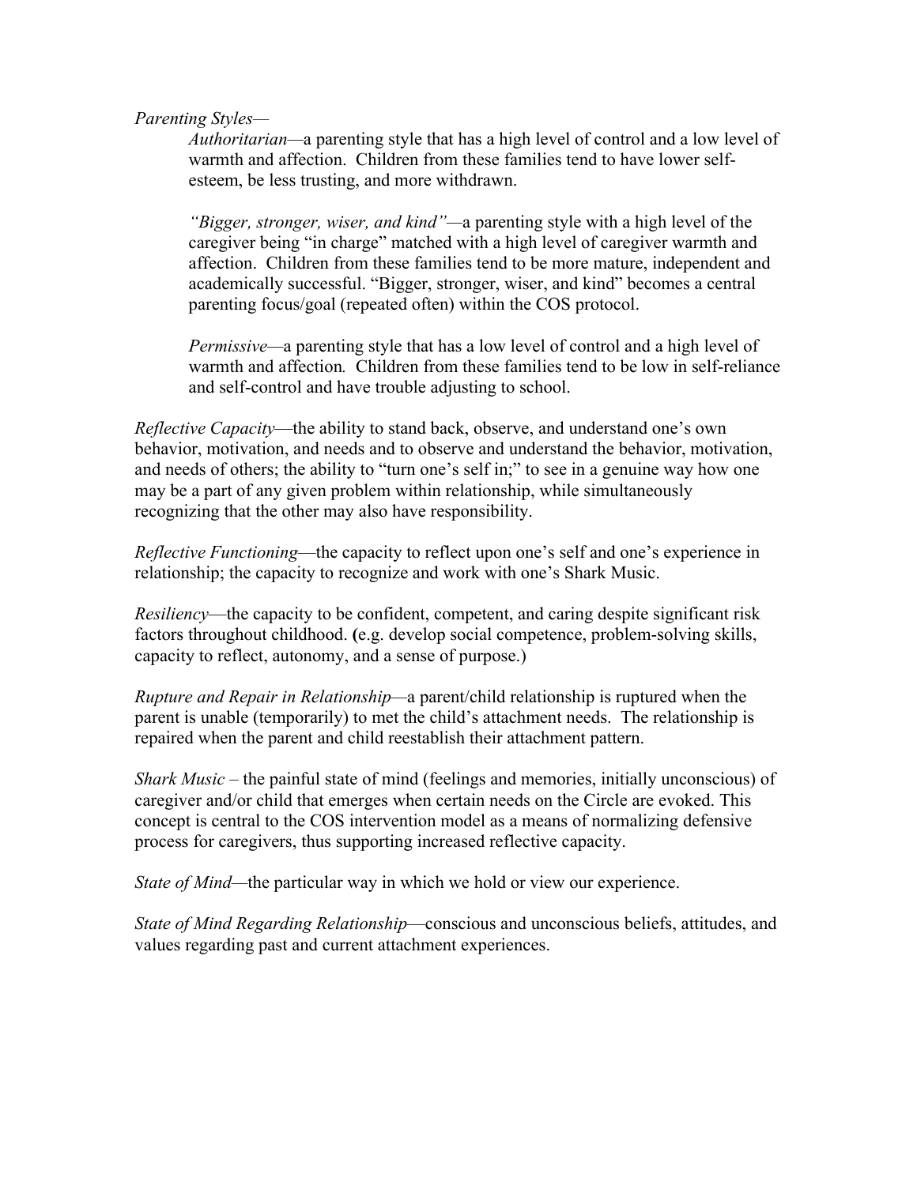*Parenting Styles*—

> *Authoritarian*—a parenting style that has a high level of control and a low level of warmth and affection. Children from these families tend to have lower self-esteem, be less trusting, and more withdrawn.
>
> *"Bigger, stronger, wiser, and kind"*—a parenting style with a high level of the caregiver being "in charge" matched with a high level of caregiver warmth and affection. Children from these families tend to be more mature, independent and academically successful. "Bigger, stronger, wiser, and kind" becomes a central parenting focus/goal (repeated often) within the COS protocol.
>
> *Permissive*—a parenting style that has a low level of control and a high level of warmth and affection. Children from these families tend to be low in self-reliance and self-control and have trouble adjusting to school.

*Reflective Capacity*—the ability to stand back, observe, and understand one's own behavior, motivation, and needs and to observe and understand the behavior, motivation, and needs of others; the ability to "turn one's self in;" to see in a genuine way how one may be a part of any given problem within relationship, while simultaneously recognizing that the other may also have responsibility.

*Reflective Functioning*—the capacity to reflect upon one's self and one's experience in relationship; the capacity to recognize and work with one's Shark Music.

*Resiliency*—the capacity to be confident, competent, and caring despite significant risk factors throughout childhood. (e.g. develop social competence, problem-solving skills, capacity to reflect, autonomy, and a sense of purpose.)

*Rupture and Repair in Relationship*—a parent/child relationship is ruptured when the parent is unable (temporarily) to met the child's attachment needs. The relationship is repaired when the parent and child reestablish their attachment pattern.

*Shark Music* – the painful state of mind (feelings and memories, initially unconscious) of caregiver and/or child that emerges when certain needs on the Circle are evoked. This concept is central to the COS intervention model as a means of normalizing defensive process for caregivers, thus supporting increased reflective capacity.

*State of Mind*—the particular way in which we hold or view our experience.

*State of Mind Regarding Relationship*—conscious and unconscious beliefs, attitudes, and values regarding past and current attachment experiences.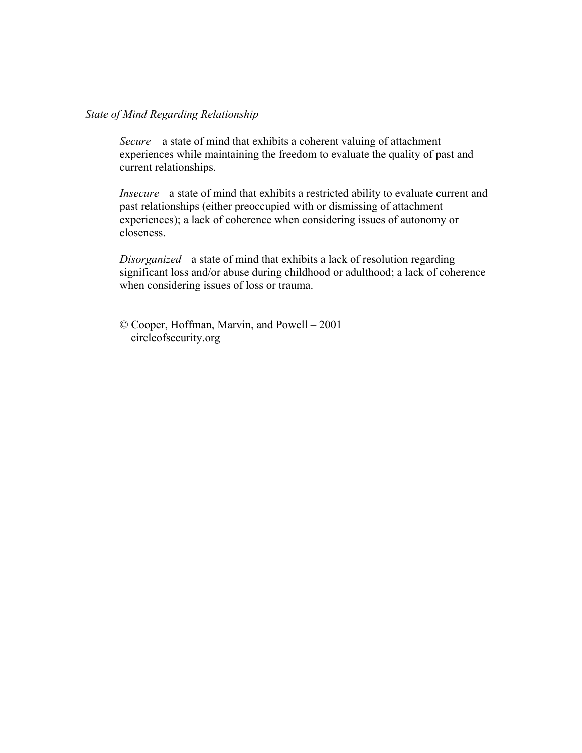*State of Mind Regarding Relationship*—

*Secure*—a state of mind that exhibits a coherent valuing of attachment experiences while maintaining the freedom to evaluate the quality of past and current relationships.

*Insecure*—a state of mind that exhibits a restricted ability to evaluate current and past relationships (either preoccupied with or dismissing of attachment experiences); a lack of coherence when considering issues of autonomy or closeness.

*Disorganized*—a state of mind that exhibits a lack of resolution regarding significant loss and/or abuse during childhood or adulthood; a lack of coherence when considering issues of loss or trauma.

© Cooper, Hoffman, Marvin, and Powell – 2001
circleofsecurity.org